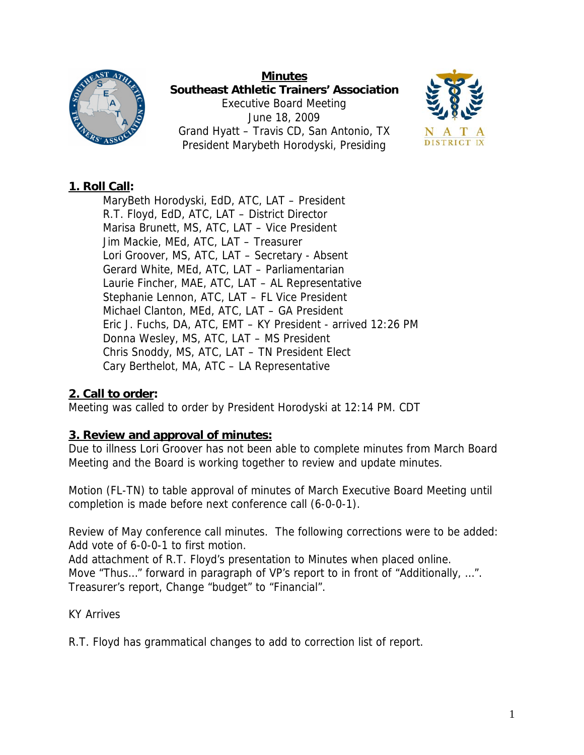# Minutes

## Southeast Athletic Trainers' Association

Executive Board Meeting
June 18, 2009
Grand Hyatt – Travis CD, San Antonio, TX
President Marybeth Horodyski, Presiding

**1. Roll Call:**

MaryBeth Horodyski, EdD, ATC, LAT – President
R.T. Floyd, EdD, ATC, LAT – District Director
Marisa Brunett, MS, ATC, LAT – Vice President
Jim Mackie, MEd, ATC, LAT – Treasurer
Lori Groover, MS, ATC, LAT – Secretary - Absent
Gerard White, MEd, ATC, LAT – Parliamentarian
Laurie Fincher, MAE, ATC, LAT – AL Representative
Stephanie Lennon, ATC, LAT – FL Vice President
Michael Clanton, MEd, ATC, LAT – GA President
Eric J. Fuchs, DA, ATC, EMT – KY President - arrived 12:26 PM
Donna Wesley, MS, ATC, LAT – MS President
Chris Snoddy, MS, ATC, LAT – TN President Elect
Cary Berthelot, MA, ATC – LA Representative

**2. Call to order:**

Meeting was called to order by President Horodyski at 12:14 PM. CDT

**3. Review and approval of minutes:**

Due to illness Lori Groover has not been able to complete minutes from March Board Meeting and the Board is working together to review and update minutes.

Motion (FL-TN) to table approval of minutes of March Executive Board Meeting until completion is made before next conference call (6-0-0-1).

Review of May conference call minutes. The following corrections were to be added:
Add vote of 6-0-0-1 to first motion.
Add attachment of R.T. Floyd's presentation to Minutes when placed online.
Move "Thus…" forward in paragraph of VP's report to in front of "Additionally, …".
Treasurer's report, Change "budget" to "Financial".

KY Arrives

R.T. Floyd has grammatical changes to add to correction list of report.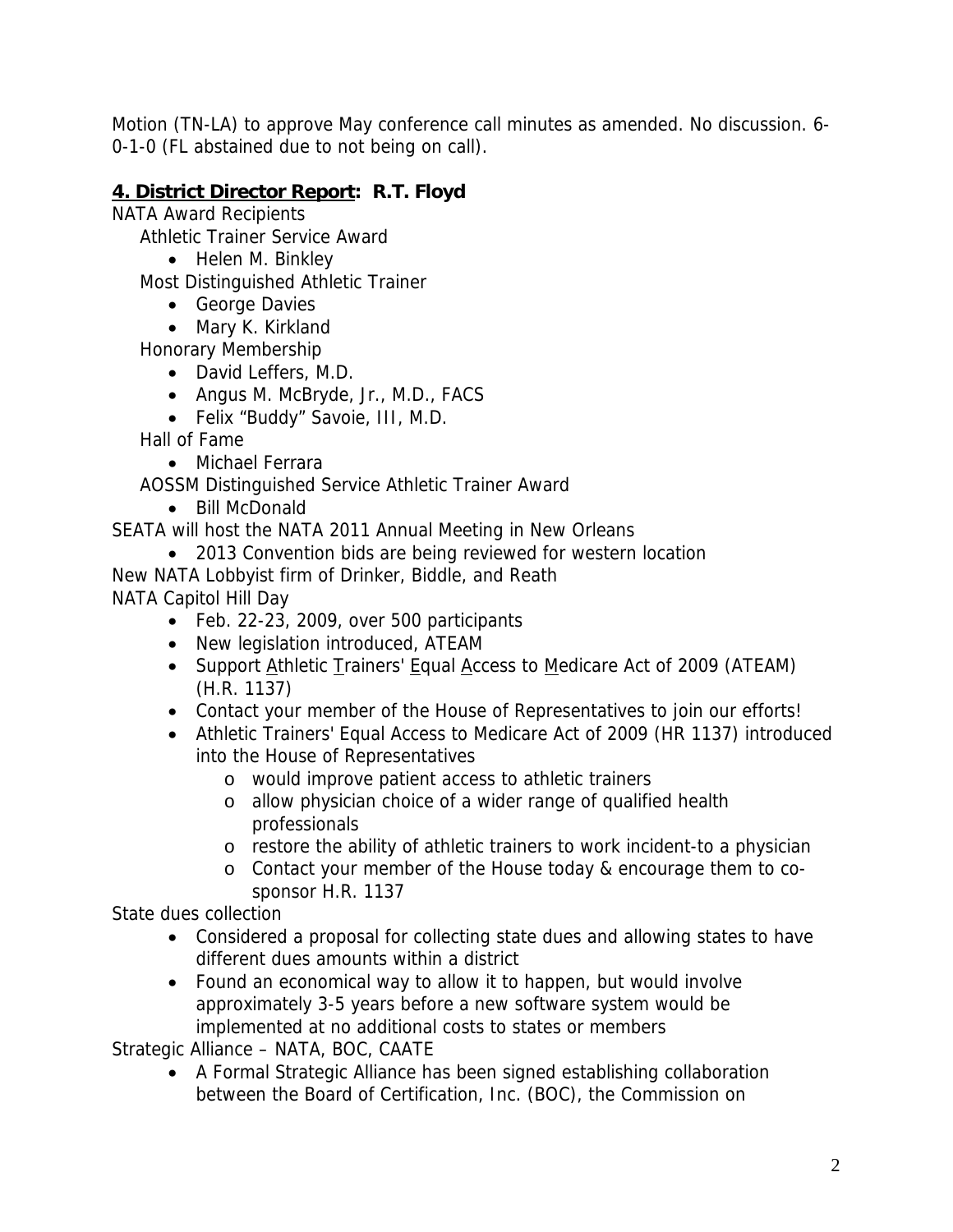Motion (TN-LA) to approve May conference call minutes as amended. No discussion. 6-0-1-0 (FL abstained due to not being on call).

## **<u>4. District Director Report</u>: R.T. Floyd**

NATA Award Recipients

- Athletic Trainer Service Award
  - Helen M. Binkley
- Most Distinguished Athletic Trainer
  - George Davies
  - Mary K. Kirkland
- Honorary Membership
  - David Leffers, M.D.
  - Angus M. McBryde, Jr., M.D., FACS
  - Felix "Buddy" Savoie, III, M.D.
- Hall of Fame
  - Michael Ferrara
- AOSSM Distinguished Service Athletic Trainer Award
  - Bill McDonald

SEATA will host the NATA 2011 Annual Meeting in New Orleans

- 2013 Convention bids are being reviewed for western location

New NATA Lobbyist firm of Drinker, Biddle, and Reath

NATA Capitol Hill Day

- Feb. 22-23, 2009, over 500 participants
- New legislation introduced, ATEAM
- Support <u>A</u>thletic <u>T</u>rainers' <u>E</u>qual <u>A</u>ccess to <u>M</u>edicare Act of 2009 (ATEAM) (H.R. 1137)
- Contact your member of the House of Representatives to join our efforts!
- Athletic Trainers' Equal Access to Medicare Act of 2009 (HR 1137) introduced into the House of Representatives
  - would improve patient access to athletic trainers
  - allow physician choice of a wider range of qualified health professionals
  - restore the ability of athletic trainers to work incident-to a physician
  - Contact your member of the House today & encourage them to co-sponsor H.R. 1137

State dues collection

- Considered a proposal for collecting state dues and allowing states to have different dues amounts within a district
- Found an economical way to allow it to happen, but would involve approximately 3-5 years before a new software system would be implemented at no additional costs to states or members

Strategic Alliance – NATA, BOC, CAATE

- A Formal Strategic Alliance has been signed establishing collaboration between the Board of Certification, Inc. (BOC), the Commission on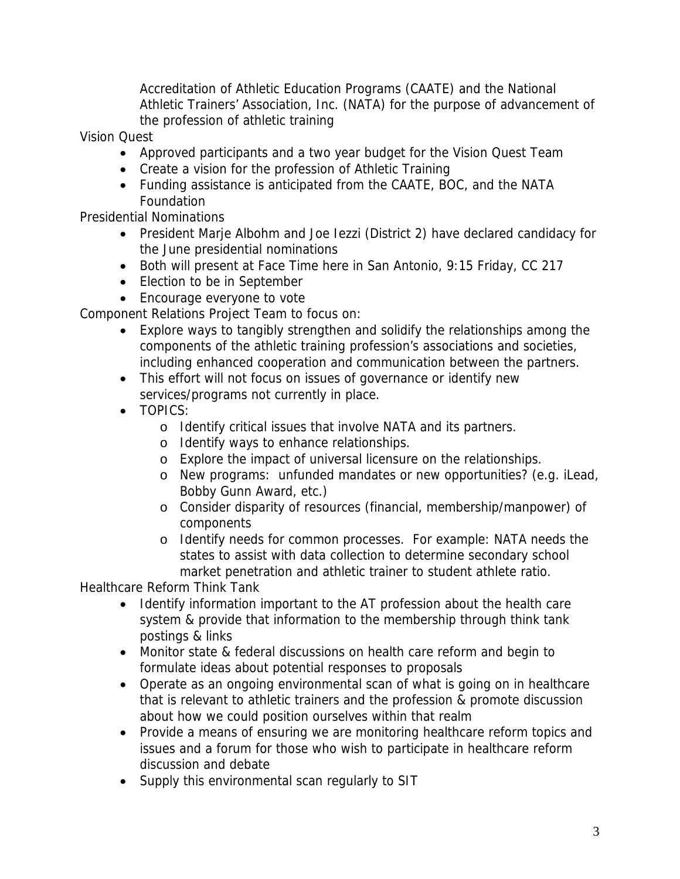Accreditation of Athletic Education Programs (CAATE) and the National Athletic Trainers' Association, Inc. (NATA) for the purpose of advancement of the profession of athletic training

Vision Quest

- Approved participants and a two year budget for the Vision Quest Team
- Create a vision for the profession of Athletic Training
- Funding assistance is anticipated from the CAATE, BOC, and the NATA Foundation

Presidential Nominations

- President Marje Albohm and Joe Iezzi (District 2) have declared candidacy for the June presidential nominations
- Both will present at Face Time here in San Antonio, 9:15 Friday, CC 217
- Election to be in September
- Encourage everyone to vote

Component Relations Project Team to focus on:

- Explore ways to tangibly strengthen and solidify the relationships among the components of the athletic training profession's associations and societies, including enhanced cooperation and communication between the partners.
- This effort will not focus on issues of governance or identify new services/programs not currently in place.
- TOPICS:
  - Identify critical issues that involve NATA and its partners.
  - Identify ways to enhance relationships.
  - Explore the impact of universal licensure on the relationships.
  - New programs: unfunded mandates or new opportunities? (e.g. iLead, Bobby Gunn Award, etc.)
  - Consider disparity of resources (financial, membership/manpower) of components
  - Identify needs for common processes. For example: NATA needs the states to assist with data collection to determine secondary school market penetration and athletic trainer to student athlete ratio.

Healthcare Reform Think Tank

- Identify information important to the AT profession about the health care system & provide that information to the membership through think tank postings & links
- Monitor state & federal discussions on health care reform and begin to formulate ideas about potential responses to proposals
- Operate as an ongoing environmental scan of what is going on in healthcare that is relevant to athletic trainers and the profession & promote discussion about how we could position ourselves within that realm
- Provide a means of ensuring we are monitoring healthcare reform topics and issues and a forum for those who wish to participate in healthcare reform discussion and debate
- Supply this environmental scan regularly to SIT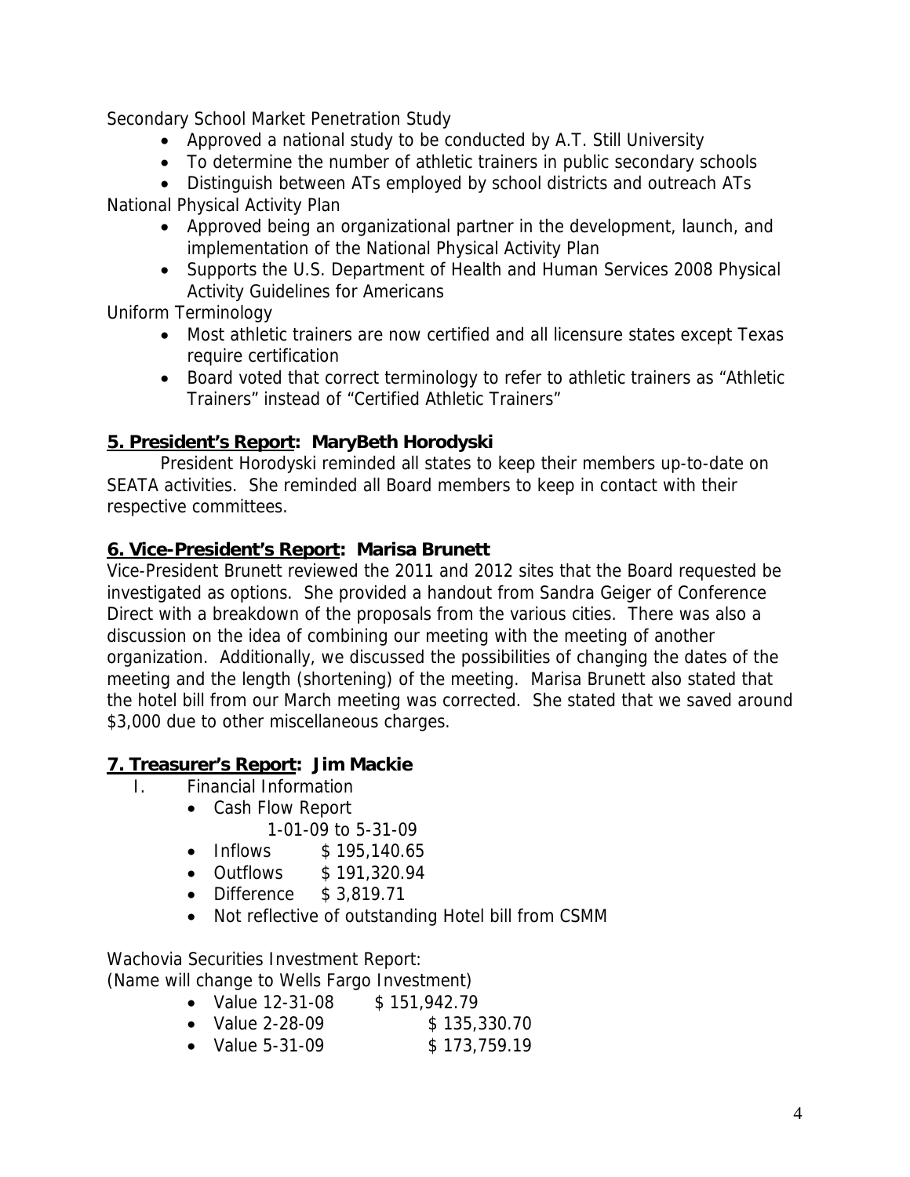Secondary School Market Penetration Study

- Approved a national study to be conducted by A.T. Still University
- To determine the number of athletic trainers in public secondary schools
- Distinguish between ATs employed by school districts and outreach ATs

National Physical Activity Plan

- Approved being an organizational partner in the development, launch, and implementation of the National Physical Activity Plan
- Supports the U.S. Department of Health and Human Services 2008 Physical Activity Guidelines for Americans

Uniform Terminology

- Most athletic trainers are now certified and all licensure states except Texas require certification
- Board voted that correct terminology to refer to athletic trainers as "Athletic Trainers" instead of "Certified Athletic Trainers"

## 5. President's Report: MaryBeth Horodyski

President Horodyski reminded all states to keep their members up-to-date on SEATA activities. She reminded all Board members to keep in contact with their respective committees.

## 6. Vice-President's Report: Marisa Brunett

Vice-President Brunett reviewed the 2011 and 2012 sites that the Board requested be investigated as options. She provided a handout from Sandra Geiger of Conference Direct with a breakdown of the proposals from the various cities. There was also a discussion on the idea of combining our meeting with the meeting of another organization. Additionally, we discussed the possibilities of changing the dates of the meeting and the length (shortening) of the meeting. Marisa Brunett also stated that the hotel bill from our March meeting was corrected. She stated that we saved around $3,000 due to other miscellaneous charges.

## 7. Treasurer's Report: Jim Mackie

I. Financial Information
- Cash Flow Report
  1-01-09 to 5-31-09
- Inflows $ 195,140.65
- Outflows $ 191,320.94
- Difference $ 3,819.71
- Not reflective of outstanding Hotel bill from CSMM

Wachovia Securities Investment Report:
(Name will change to Wells Fargo Investment)

- Value 12-31-08 $ 151,942.79
- Value 2-28-09 $ 135,330.70
- Value 5-31-09 $ 173,759.19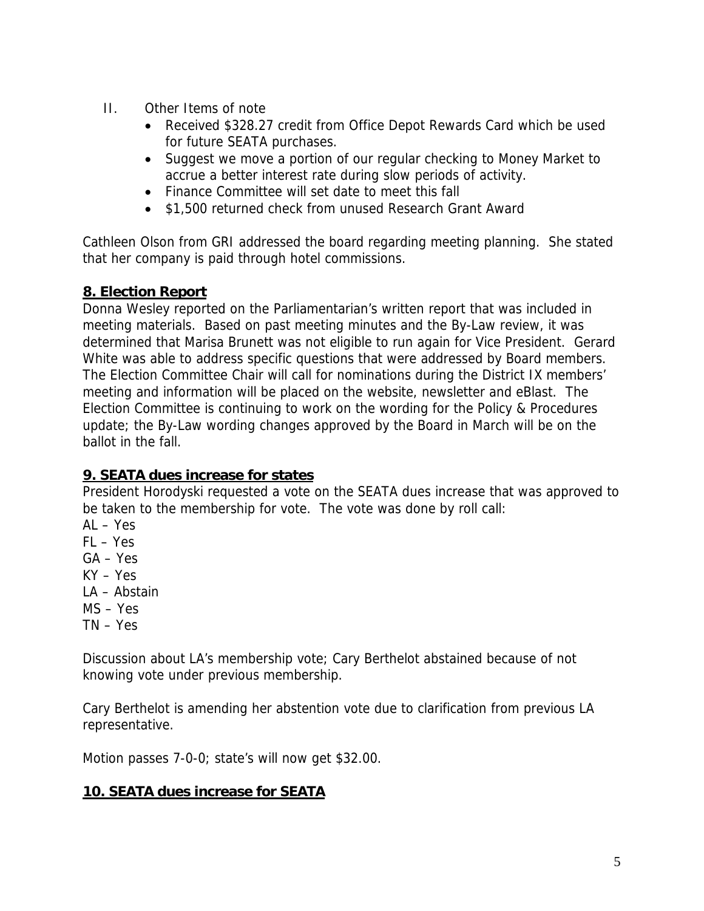II. Other Items of note

- Received $328.27 credit from Office Depot Rewards Card which be used for future SEATA purchases.
- Suggest we move a portion of our regular checking to Money Market to accrue a better interest rate during slow periods of activity.
- Finance Committee will set date to meet this fall
- $1,500 returned check from unused Research Grant Award

Cathleen Olson from GRI addressed the board regarding meeting planning. She stated that her company is paid through hotel commissions.

## 8. Election Report

Donna Wesley reported on the Parliamentarian's written report that was included in meeting materials. Based on past meeting minutes and the By-Law review, it was determined that Marisa Brunett was not eligible to run again for Vice President. Gerard White was able to address specific questions that were addressed by Board members. The Election Committee Chair will call for nominations during the District IX members' meeting and information will be placed on the website, newsletter and eBlast. The Election Committee is continuing to work on the wording for the Policy & Procedures update; the By-Law wording changes approved by the Board in March will be on the ballot in the fall.

## 9. SEATA dues increase for states

President Horodyski requested a vote on the SEATA dues increase that was approved to be taken to the membership for vote. The vote was done by roll call:

AL – Yes
FL – Yes
GA – Yes
KY – Yes
LA – Abstain
MS – Yes
TN – Yes

Discussion about LA's membership vote; Cary Berthelot abstained because of not knowing vote under previous membership.

Cary Berthelot is amending her abstention vote due to clarification from previous LA representative.

Motion passes 7-0-0; state's will now get $32.00.

## 10. SEATA dues increase for SEATA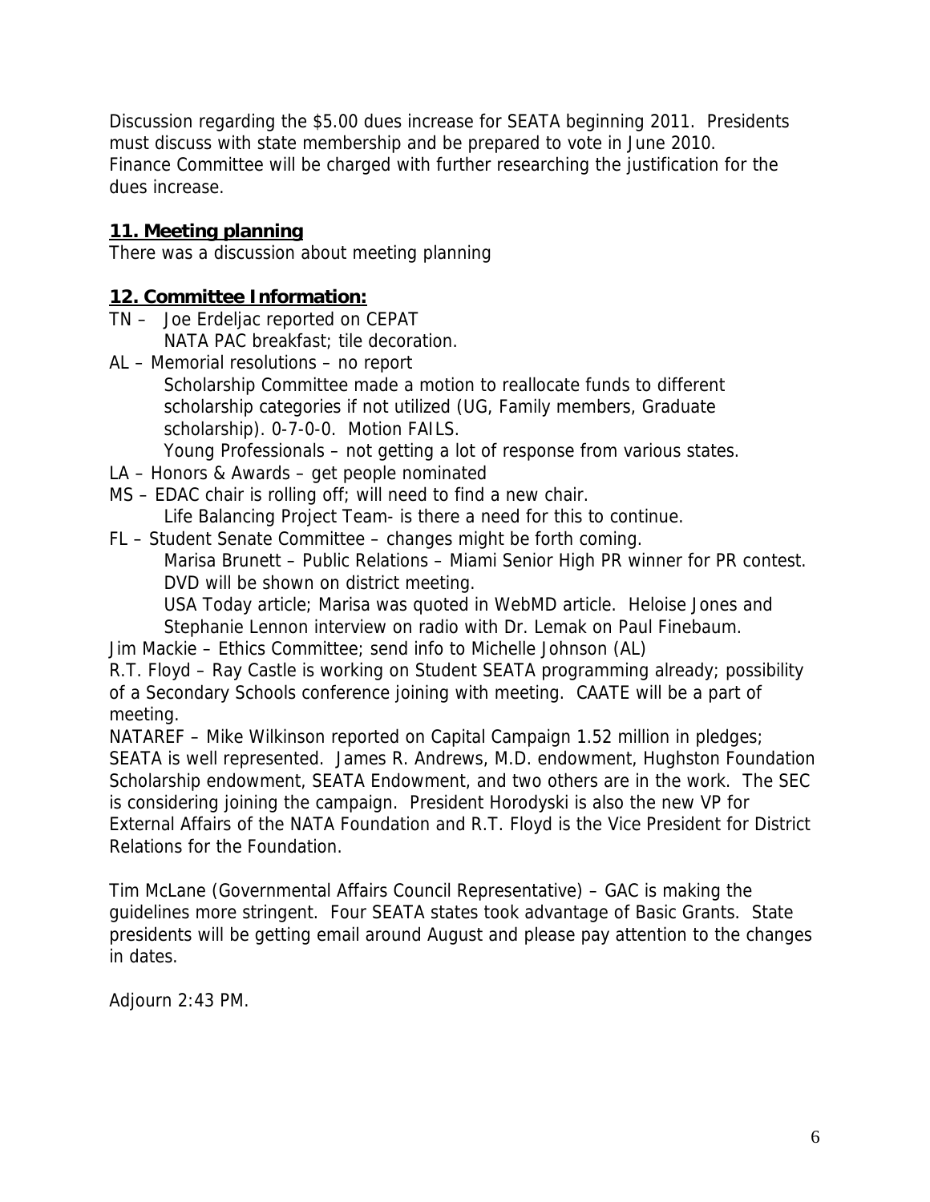Discussion regarding the $5.00 dues increase for SEATA beginning 2011. Presidents must discuss with state membership and be prepared to vote in June 2010. Finance Committee will be charged with further researching the justification for the dues increase.

## 11. Meeting planning

There was a discussion about meeting planning

## 12. Committee Information:

TN – Joe Erdeljac reported on CEPAT
NATA PAC breakfast; tile decoration.

AL – Memorial resolutions – no report
Scholarship Committee made a motion to reallocate funds to different scholarship categories if not utilized (UG, Family members, Graduate scholarship). 0-7-0-0. Motion FAILS.
Young Professionals – not getting a lot of response from various states.

LA – Honors & Awards – get people nominated

MS – EDAC chair is rolling off; will need to find a new chair.
Life Balancing Project Team- is there a need for this to continue.

FL – Student Senate Committee – changes might be forth coming.
Marisa Brunett – Public Relations – Miami Senior High PR winner for PR contest. DVD will be shown on district meeting.
USA Today article; Marisa was quoted in WebMD article. Heloise Jones and Stephanie Lennon interview on radio with Dr. Lemak on Paul Finebaum.

Jim Mackie – Ethics Committee; send info to Michelle Johnson (AL)

R.T. Floyd – Ray Castle is working on Student SEATA programming already; possibility of a Secondary Schools conference joining with meeting. CAATE will be a part of meeting.

NATAREF – Mike Wilkinson reported on Capital Campaign 1.52 million in pledges; SEATA is well represented. James R. Andrews, M.D. endowment, Hughston Foundation Scholarship endowment, SEATA Endowment, and two others are in the work. The SEC is considering joining the campaign. President Horodyski is also the new VP for External Affairs of the NATA Foundation and R.T. Floyd is the Vice President for District Relations for the Foundation.

Tim McLane (Governmental Affairs Council Representative) – GAC is making the guidelines more stringent. Four SEATA states took advantage of Basic Grants. State presidents will be getting email around August and please pay attention to the changes in dates.

Adjourn 2:43 PM.